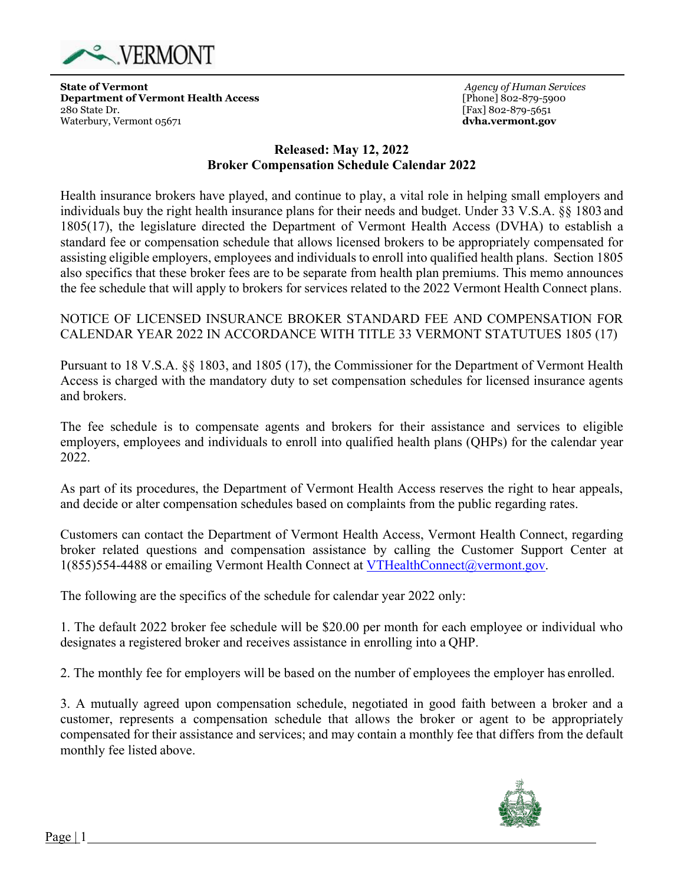VERMONT

**State of Vermont**
**Department of Vermont Health Access**
280 State Dr.
Waterbury, Vermont 05671

*Agency of Human Services*
[Phone] 802-879-5900
[Fax] 802-879-5651
**dvha.vermont.gov**

**Released: May 12, 2022**
**Broker Compensation Schedule Calendar 2022**

Health insurance brokers have played, and continue to play, a vital role in helping small employers and individuals buy the right health insurance plans for their needs and budget. Under 33 V.S.A. §§ 1803 and 1805(17), the legislature directed the Department of Vermont Health Access (DVHA) to establish a standard fee or compensation schedule that allows licensed brokers to be appropriately compensated for assisting eligible employers, employees and individuals to enroll into qualified health plans. Section 1805 also specifics that these broker fees are to be separate from health plan premiums. This memo announces the fee schedule that will apply to brokers for services related to the 2022 Vermont Health Connect plans.

NOTICE OF LICENSED INSURANCE BROKER STANDARD FEE AND COMPENSATION FOR CALENDAR YEAR 2022 IN ACCORDANCE WITH TITLE 33 VERMONT STATUTUES 1805 (17)

Pursuant to 18 V.S.A. §§ 1803, and 1805 (17), the Commissioner for the Department of Vermont Health Access is charged with the mandatory duty to set compensation schedules for licensed insurance agents and brokers.

The fee schedule is to compensate agents and brokers for their assistance and services to eligible employers, employees and individuals to enroll into qualified health plans (QHPs) for the calendar year 2022.

As part of its procedures, the Department of Vermont Health Access reserves the right to hear appeals, and decide or alter compensation schedules based on complaints from the public regarding rates.

Customers can contact the Department of Vermont Health Access, Vermont Health Connect, regarding broker related questions and compensation assistance by calling the Customer Support Center at 1(855)554-4488 or emailing Vermont Health Connect at VTHealthConnect@vermont.gov.

The following are the specifics of the schedule for calendar year 2022 only:

1. The default 2022 broker fee schedule will be $20.00 per month for each employee or individual who designates a registered broker and receives assistance in enrolling into a QHP.

2. The monthly fee for employers will be based on the number of employees the employer has enrolled.

3. A mutually agreed upon compensation schedule, negotiated in good faith between a broker and a customer, represents a compensation schedule that allows the broker or agent to be appropriately compensated for their assistance and services; and may contain a monthly fee that differs from the default monthly fee listed above.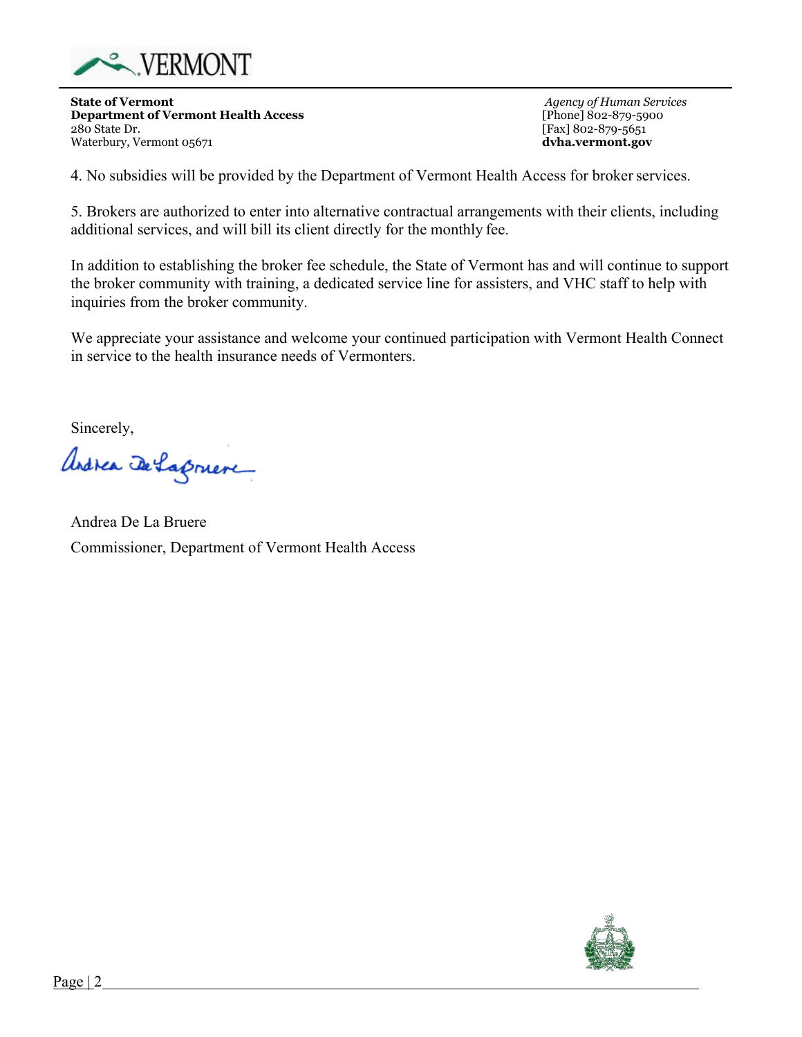**State of Vermont**
**Department of Vermont Health Access**
280 State Dr.
Waterbury, Vermont 05671

*Agency of Human Services*
[Phone] 802-879-5900
[Fax] 802-879-5651
**dvha.vermont.gov**

4. No subsidies will be provided by the Department of Vermont Health Access for broker services.

5. Brokers are authorized to enter into alternative contractual arrangements with their clients, including additional services, and will bill its client directly for the monthly fee.

In addition to establishing the broker fee schedule, the State of Vermont has and will continue to support the broker community with training, a dedicated service line for assisters, and VHC staff to help with inquiries from the broker community.

We appreciate your assistance and welcome your continued participation with Vermont Health Connect in service to the health insurance needs of Vermonters.

Sincerely,

Andrea De La Bruere

Commissioner, Department of Vermont Health Access